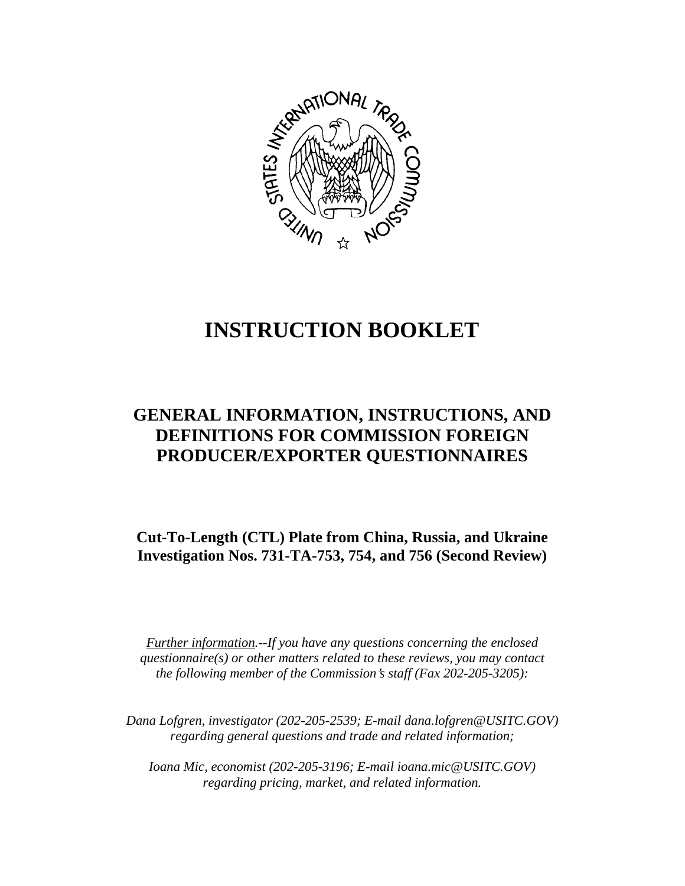# INSTRUCTION BOOKLET

## GENERAL INFORMATION, INSTRUCTIONS, AND DEFINITIONS FOR COMMISSION FOREIGN PRODUCER/EXPORTER QUESTIONNAIRES

**Cut-To-Length (CTL) Plate from China, Russia, and Ukraine**
**Investigation Nos. 731-TA-753, 754, and 756 (Second Review)**

*Further information.--If you have any questions concerning the enclosed questionnaire(s) or other matters related to these reviews, you may contact the following member of the Commission's staff (Fax 202-205-3205):*

*Dana Lofgren, investigator (202-205-2539; E-mail dana.lofgren@USITC.GOV) regarding general questions and trade and related information;*

*Ioana Mic, economist (202-205-3196; E-mail ioana.mic@USITC.GOV) regarding pricing, market, and related information.*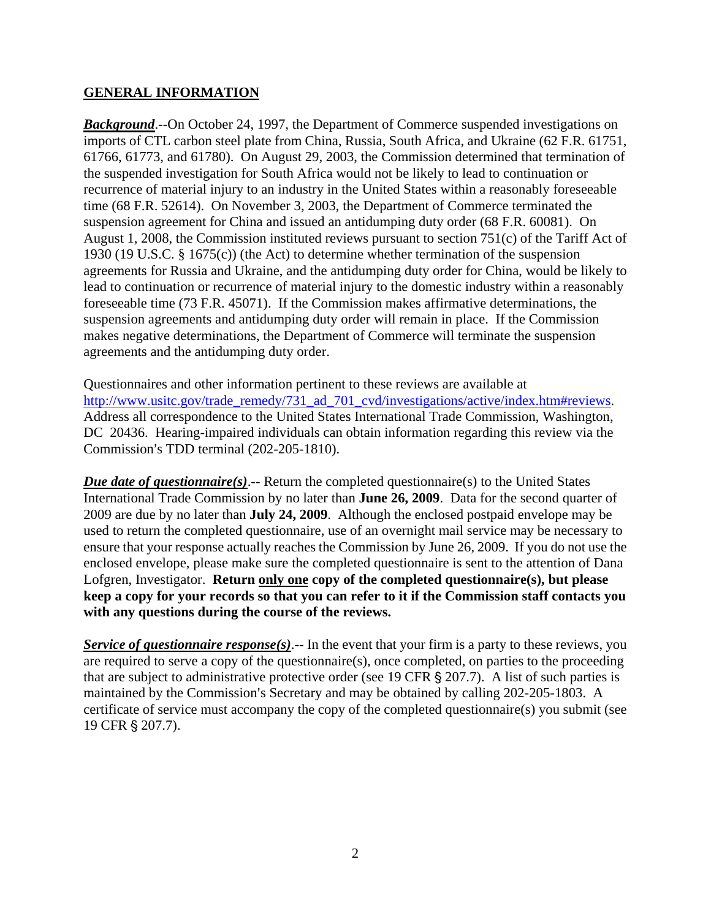## GENERAL INFORMATION

***Background***.--On October 24, 1997, the Department of Commerce suspended investigations on imports of CTL carbon steel plate from China, Russia, South Africa, and Ukraine (62 F.R. 61751, 61766, 61773, and 61780). On August 29, 2003, the Commission determined that termination of the suspended investigation for South Africa would not be likely to lead to continuation or recurrence of material injury to an industry in the United States within a reasonably foreseeable time (68 F.R. 52614). On November 3, 2003, the Department of Commerce terminated the suspension agreement for China and issued an antidumping duty order (68 F.R. 60081). On August 1, 2008, the Commission instituted reviews pursuant to section 751(c) of the Tariff Act of 1930 (19 U.S.C. § 1675(c)) (the Act) to determine whether termination of the suspension agreements for Russia and Ukraine, and the antidumping duty order for China, would be likely to lead to continuation or recurrence of material injury to the domestic industry within a reasonably foreseeable time (73 F.R. 45071). If the Commission makes affirmative determinations, the suspension agreements and antidumping duty order will remain in place. If the Commission makes negative determinations, the Department of Commerce will terminate the suspension agreements and the antidumping duty order.

Questionnaires and other information pertinent to these reviews are available at http://www.usitc.gov/trade_remedy/731_ad_701_cvd/investigations/active/index.htm#reviews. Address all correspondence to the United States International Trade Commission, Washington, DC 20436. Hearing-impaired individuals can obtain information regarding this review via the Commission's TDD terminal (202-205-1810).

***Due date of questionnaire(s)***.-- Return the completed questionnaire(s) to the United States International Trade Commission by no later than **June 26, 2009**. Data for the second quarter of 2009 are due by no later than **July 24, 2009**. Although the enclosed postpaid envelope may be used to return the completed questionnaire, use of an overnight mail service may be necessary to ensure that your response actually reaches the Commission by June 26, 2009. If you do not use the enclosed envelope, please make sure the completed questionnaire is sent to the attention of Dana Lofgren, Investigator. **Return only one copy of the completed questionnaire(s), but please keep a copy for your records so that you can refer to it if the Commission staff contacts you with any questions during the course of the reviews.**

***Service of questionnaire response(s)***.-- In the event that your firm is a party to these reviews, you are required to serve a copy of the questionnaire(s), once completed, on parties to the proceeding that are subject to administrative protective order (see 19 CFR § 207.7). A list of such parties is maintained by the Commission's Secretary and may be obtained by calling 202-205-1803. A certificate of service must accompany the copy of the completed questionnaire(s) you submit (see 19 CFR § 207.7).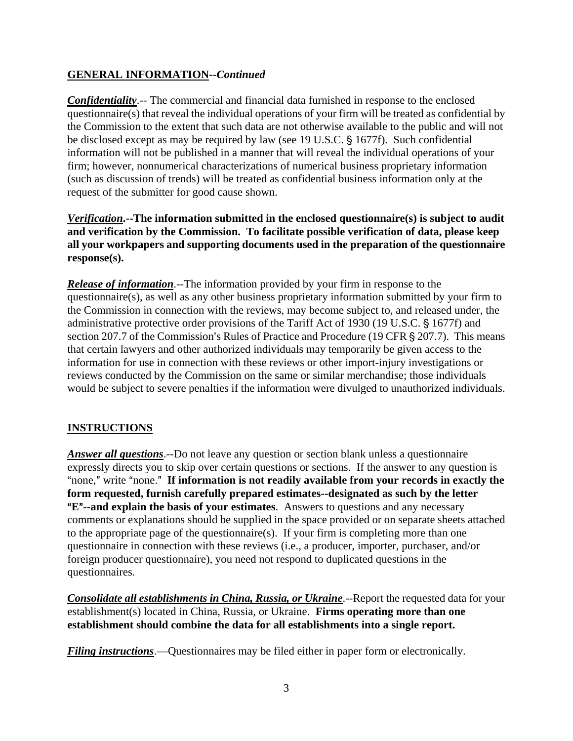## GENERAL INFORMATION--*Continued*

***Confidentiality***.-- The commercial and financial data furnished in response to the enclosed questionnaire(s) that reveal the individual operations of your firm will be treated as confidential by the Commission to the extent that such data are not otherwise available to the public and will not be disclosed except as may be required by law (see 19 U.S.C. § 1677f). Such confidential information will not be published in a manner that will reveal the individual operations of your firm; however, nonnumerical characterizations of numerical business proprietary information (such as discussion of trends) will be treated as confidential business information only at the request of the submitter for good cause shown.

***Verification*.--The information submitted in the enclosed questionnaire(s) is subject to audit and verification by the Commission. To facilitate possible verification of data, please keep all your workpapers and supporting documents used in the preparation of the questionnaire response(s).**

***Release of information***.--The information provided by your firm in response to the questionnaire(s), as well as any other business proprietary information submitted by your firm to the Commission in connection with the reviews, may become subject to, and released under, the administrative protective order provisions of the Tariff Act of 1930 (19 U.S.C. § 1677f) and section 207.7 of the Commission's Rules of Practice and Procedure (19 CFR § 207.7). This means that certain lawyers and other authorized individuals may temporarily be given access to the information for use in connection with these reviews or other import-injury investigations or reviews conducted by the Commission on the same or similar merchandise; those individuals would be subject to severe penalties if the information were divulged to unauthorized individuals.

## INSTRUCTIONS

***Answer all questions***.--Do not leave any question or section blank unless a questionnaire expressly directs you to skip over certain questions or sections. If the answer to any question is "none," write "none." **If information is not readily available from your records in exactly the form requested, furnish carefully prepared estimates--designated as such by the letter "E"--and explain the basis of your estimates**. Answers to questions and any necessary comments or explanations should be supplied in the space provided or on separate sheets attached to the appropriate page of the questionnaire(s). If your firm is completing more than one questionnaire in connection with these reviews (i.e., a producer, importer, purchaser, and/or foreign producer questionnaire), you need not respond to duplicated questions in the questionnaires.

***Consolidate all establishments in China, Russia, or Ukraine***.--Report the requested data for your establishment(s) located in China, Russia, or Ukraine. **Firms operating more than one establishment should combine the data for all establishments into a single report.**

***Filing instructions***.—Questionnaires may be filed either in paper form or electronically.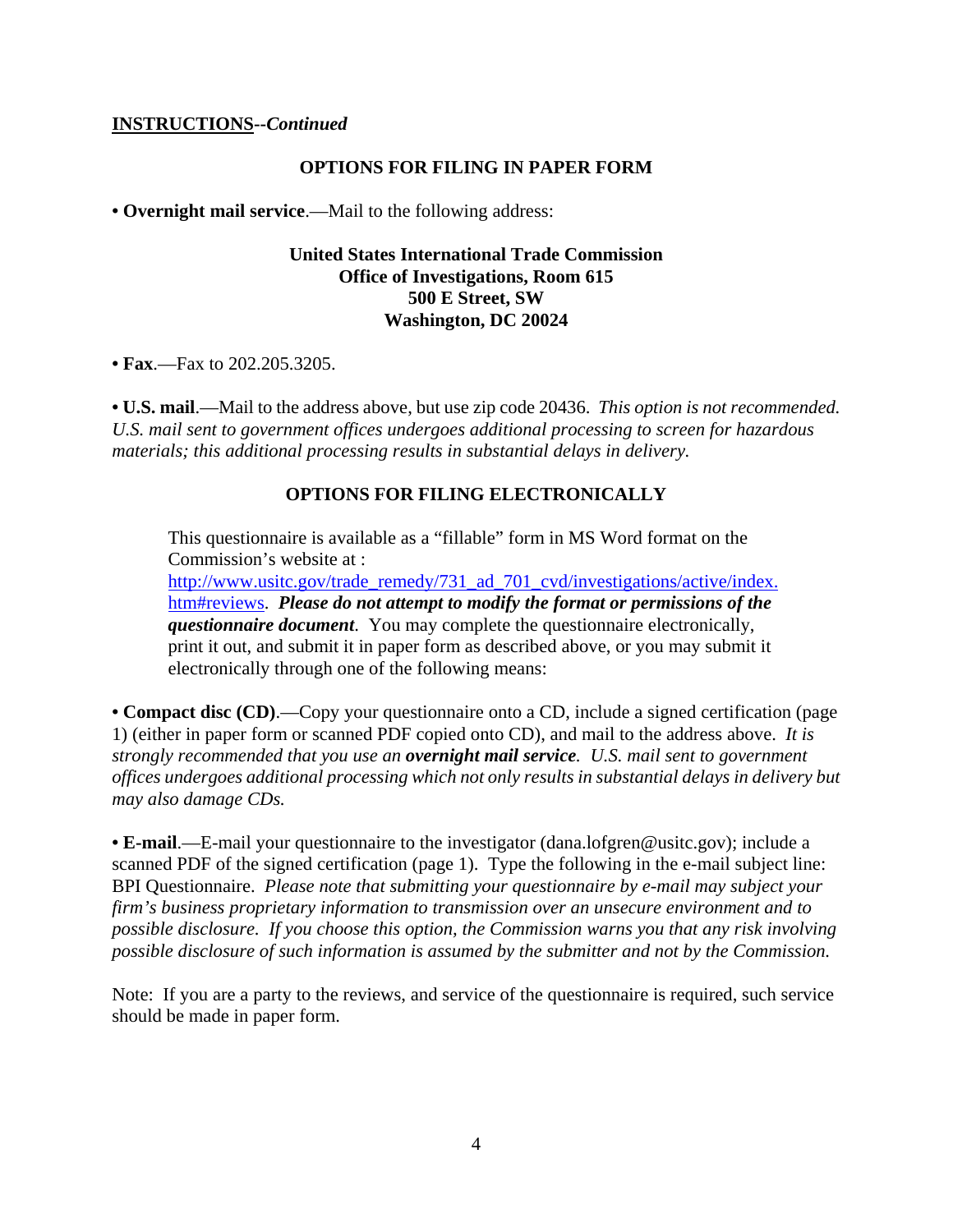**INSTRUCTIONS**--*Continued*

## OPTIONS FOR FILING IN PAPER FORM

• **Overnight mail service**.—Mail to the following address:

**United States International Trade Commission**
**Office of Investigations, Room 615**
**500 E Street, SW**
**Washington, DC 20024**

• **Fax**.—Fax to 202.205.3205.

• **U.S. mail**.—Mail to the address above, but use zip code 20436. *This option is not recommended. U.S. mail sent to government offices undergoes additional processing to screen for hazardous materials; this additional processing results in substantial delays in delivery.*

## OPTIONS FOR FILING ELECTRONICALLY

This questionnaire is available as a "fillable" form in MS Word format on the Commission's website at : http://www.usitc.gov/trade_remedy/731_ad_701_cvd/investigations/active/index.htm#reviews. ***Please do not attempt to modify the format or permissions of the questionnaire document***. You may complete the questionnaire electronically, print it out, and submit it in paper form as described above, or you may submit it electronically through one of the following means:

• **Compact disc (CD)**.—Copy your questionnaire onto a CD, include a signed certification (page 1) (either in paper form or scanned PDF copied onto CD), and mail to the address above. *It is strongly recommended that you use an* ***overnight mail service****. U.S. mail sent to government offices undergoes additional processing which not only results in substantial delays in delivery but may also damage CDs.*

• **E-mail**.—E-mail your questionnaire to the investigator (dana.lofgren@usitc.gov); include a scanned PDF of the signed certification (page 1). Type the following in the e-mail subject line: BPI Questionnaire. *Please note that submitting your questionnaire by e-mail may subject your firm's business proprietary information to transmission over an unsecure environment and to possible disclosure. If you choose this option, the Commission warns you that any risk involving possible disclosure of such information is assumed by the submitter and not by the Commission.*

Note: If you are a party to the reviews, and service of the questionnaire is required, such service should be made in paper form.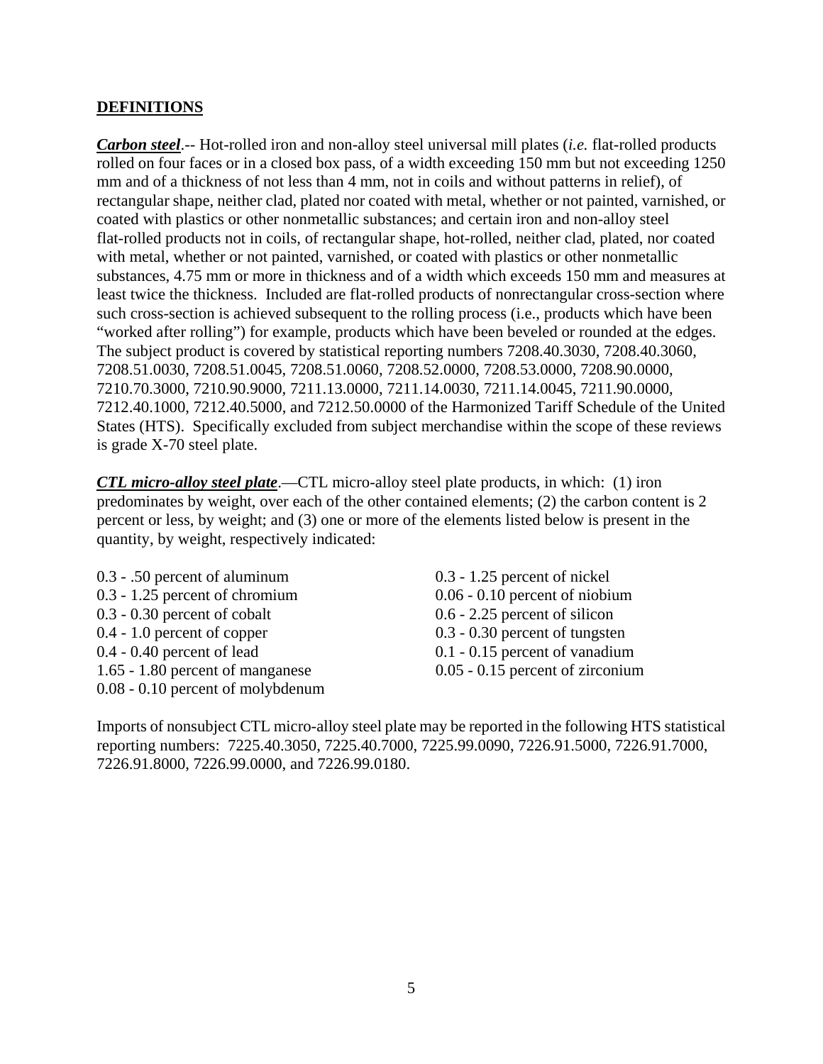## DEFINITIONS

***Carbon steel***.-- Hot-rolled iron and non-alloy steel universal mill plates (*i.e.* flat-rolled products rolled on four faces or in a closed box pass, of a width exceeding 150 mm but not exceeding 1250 mm and of a thickness of not less than 4 mm, not in coils and without patterns in relief), of rectangular shape, neither clad, plated nor coated with metal, whether or not painted, varnished, or coated with plastics or other nonmetallic substances; and certain iron and non-alloy steel flat-rolled products not in coils, of rectangular shape, hot-rolled, neither clad, plated, nor coated with metal, whether or not painted, varnished, or coated with plastics or other nonmetallic substances, 4.75 mm or more in thickness and of a width which exceeds 150 mm and measures at least twice the thickness. Included are flat-rolled products of nonrectangular cross-section where such cross-section is achieved subsequent to the rolling process (i.e., products which have been "worked after rolling") for example, products which have been beveled or rounded at the edges. The subject product is covered by statistical reporting numbers 7208.40.3030, 7208.40.3060, 7208.51.0030, 7208.51.0045, 7208.51.0060, 7208.52.0000, 7208.53.0000, 7208.90.0000, 7210.70.3000, 7210.90.9000, 7211.13.0000, 7211.14.0030, 7211.14.0045, 7211.90.0000, 7212.40.1000, 7212.40.5000, and 7212.50.0000 of the Harmonized Tariff Schedule of the United States (HTS). Specifically excluded from subject merchandise within the scope of these reviews is grade X-70 steel plate.

***CTL micro-alloy steel plate***.—CTL micro-alloy steel plate products, in which: (1) iron predominates by weight, over each of the other contained elements; (2) the carbon content is 2 percent or less, by weight; and (3) one or more of the elements listed below is present in the quantity, by weight, respectively indicated:

- 0.3 - .50 percent of aluminum
- 0.3 - 1.25 percent of chromium
- 0.3 - 0.30 percent of cobalt
- 0.4 - 1.0 percent of copper
- 0.4 - 0.40 percent of lead
- 1.65 - 1.80 percent of manganese
- 0.08 - 0.10 percent of molybdenum
- 0.3 - 1.25 percent of nickel
- 0.06 - 0.10 percent of niobium
- 0.6 - 2.25 percent of silicon
- 0.3 - 0.30 percent of tungsten
- 0.1 - 0.15 percent of vanadium
- 0.05 - 0.15 percent of zirconium

Imports of nonsubject CTL micro-alloy steel plate may be reported in the following HTS statistical reporting numbers: 7225.40.3050, 7225.40.7000, 7225.99.0090, 7226.91.5000, 7226.91.7000, 7226.91.8000, 7226.99.0000, and 7226.99.0180.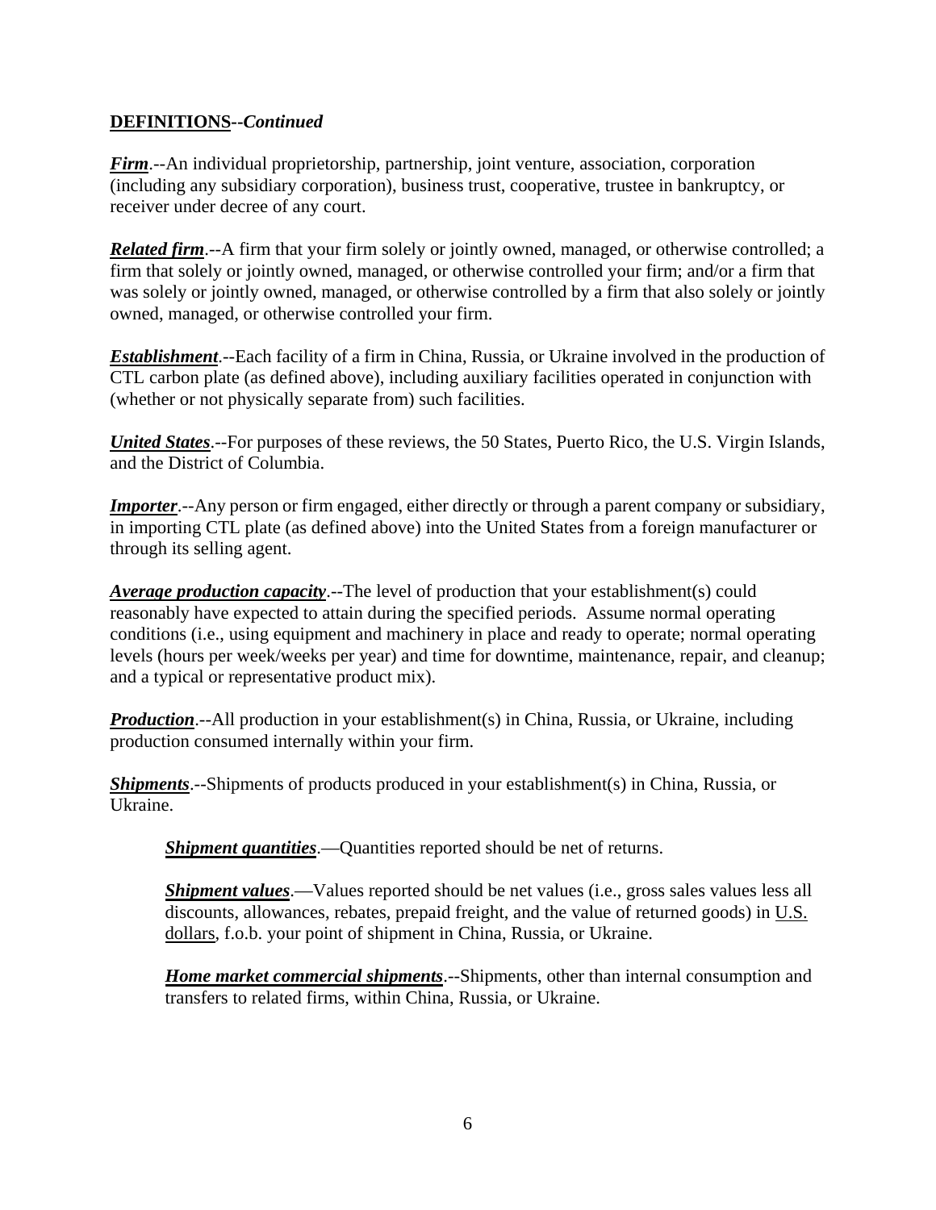**DEFINITIONS--*Continued***

***Firm***.--An individual proprietorship, partnership, joint venture, association, corporation (including any subsidiary corporation), business trust, cooperative, trustee in bankruptcy, or receiver under decree of any court.

***Related firm***.--A firm that your firm solely or jointly owned, managed, or otherwise controlled; a firm that solely or jointly owned, managed, or otherwise controlled your firm; and/or a firm that was solely or jointly owned, managed, or otherwise controlled by a firm that also solely or jointly owned, managed, or otherwise controlled your firm.

***Establishment***.--Each facility of a firm in China, Russia, or Ukraine involved in the production of CTL carbon plate (as defined above), including auxiliary facilities operated in conjunction with (whether or not physically separate from) such facilities.

***United States***.--For purposes of these reviews, the 50 States, Puerto Rico, the U.S. Virgin Islands, and the District of Columbia.

***Importer***.--Any person or firm engaged, either directly or through a parent company or subsidiary, in importing CTL plate (as defined above) into the United States from a foreign manufacturer or through its selling agent.

***Average production capacity***.--The level of production that your establishment(s) could reasonably have expected to attain during the specified periods. Assume normal operating conditions (i.e., using equipment and machinery in place and ready to operate; normal operating levels (hours per week/weeks per year) and time for downtime, maintenance, repair, and cleanup; and a typical or representative product mix).

***Production***.--All production in your establishment(s) in China, Russia, or Ukraine, including production consumed internally within your firm.

***Shipments***.--Shipments of products produced in your establishment(s) in China, Russia, or Ukraine.

> ***Shipment quantities***.—Quantities reported should be net of returns.
>
> ***Shipment values***.—Values reported should be net values (i.e., gross sales values less all discounts, allowances, rebates, prepaid freight, and the value of returned goods) in U.S. dollars, f.o.b. your point of shipment in China, Russia, or Ukraine.
>
> ***Home market commercial shipments***.--Shipments, other than internal consumption and transfers to related firms, within China, Russia, or Ukraine.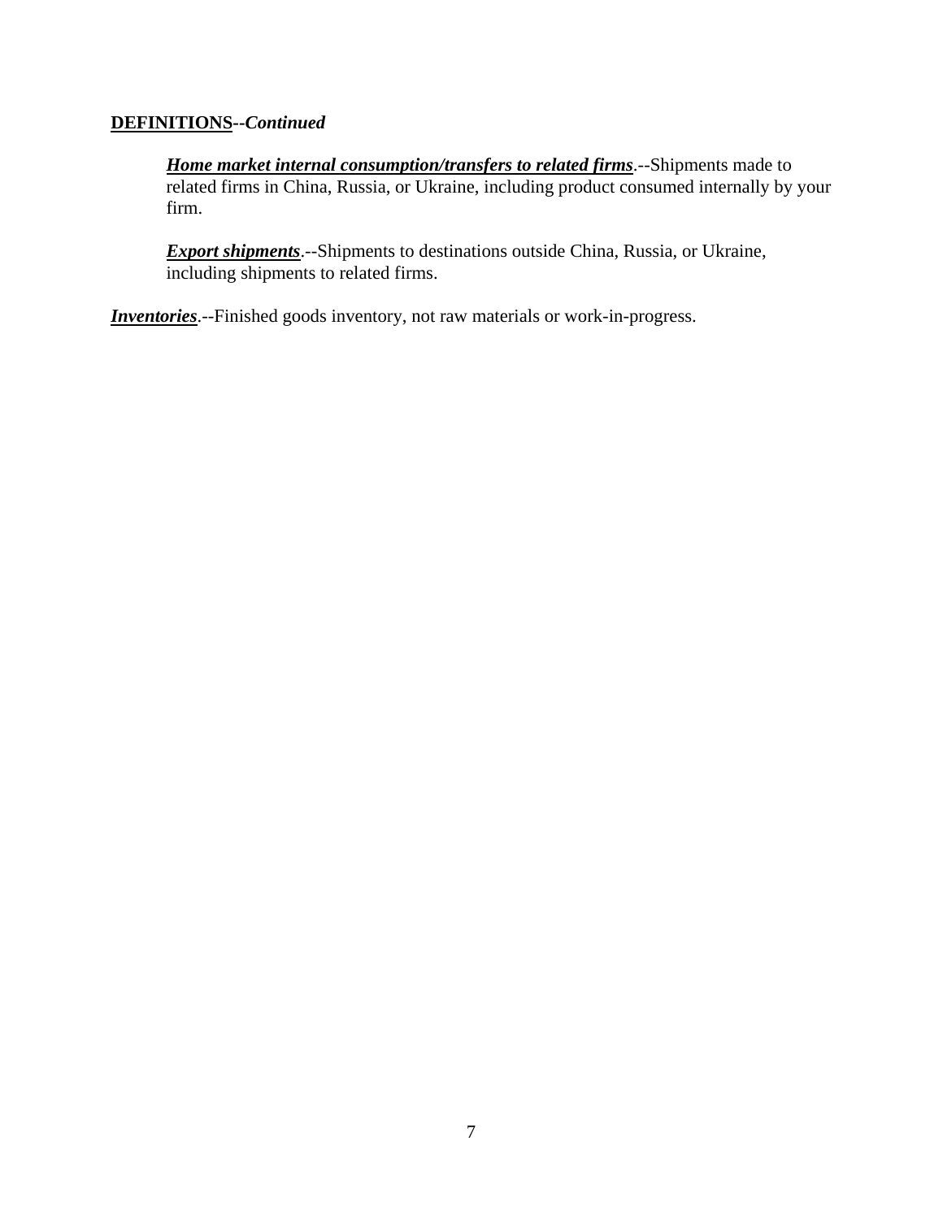**DEFINITIONS**--***Continued***

***Home market internal consumption/transfers to related firms***.--Shipments made to related firms in China, Russia, or Ukraine, including product consumed internally by your firm.

***Export shipments***.--Shipments to destinations outside China, Russia, or Ukraine, including shipments to related firms.

***Inventories***.--Finished goods inventory, not raw materials or work-in-progress.